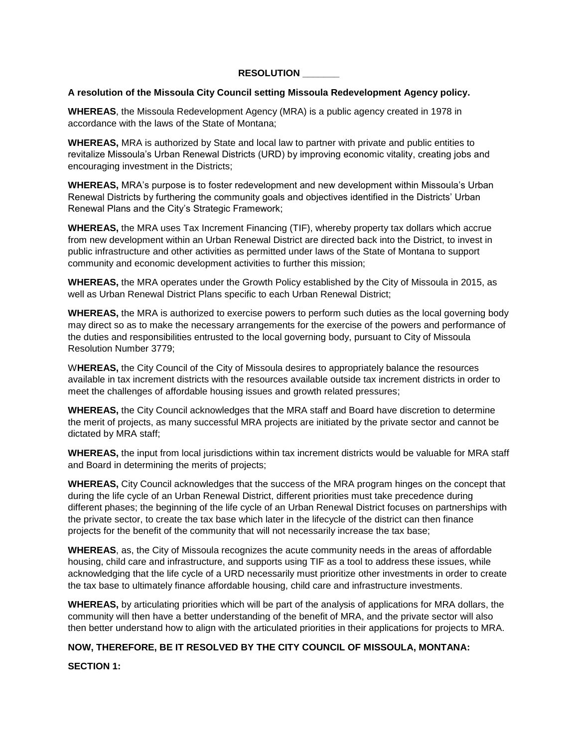**RESOLUTION _______**

**A resolution of the Missoula City Council setting Missoula Redevelopment Agency policy.**

**WHEREAS**, the Missoula Redevelopment Agency (MRA) is a public agency created in 1978 in accordance with the laws of the State of Montana;

**WHEREAS,** MRA is authorized by State and local law to partner with private and public entities to revitalize Missoula's Urban Renewal Districts (URD) by improving economic vitality, creating jobs and encouraging investment in the Districts;

**WHEREAS,** MRA's purpose is to foster redevelopment and new development within Missoula's Urban Renewal Districts by furthering the community goals and objectives identified in the Districts' Urban Renewal Plans and the City's Strategic Framework;

**WHEREAS,** the MRA uses Tax Increment Financing (TIF), whereby property tax dollars which accrue from new development within an Urban Renewal District are directed back into the District, to invest in public infrastructure and other activities as permitted under laws of the State of Montana to support community and economic development activities to further this mission;

**WHEREAS,** the MRA operates under the Growth Policy established by the City of Missoula in 2015, as well as Urban Renewal District Plans specific to each Urban Renewal District;

**WHEREAS,** the MRA is authorized to exercise powers to perform such duties as the local governing body may direct so as to make the necessary arrangements for the exercise of the powers and performance of the duties and responsibilities entrusted to the local governing body, pursuant to City of Missoula Resolution Number 3779;

W**HEREAS,** the City Council of the City of Missoula desires to appropriately balance the resources available in tax increment districts with the resources available outside tax increment districts in order to meet the challenges of affordable housing issues and growth related pressures;

**WHEREAS,** the City Council acknowledges that the MRA staff and Board have discretion to determine the merit of projects, as many successful MRA projects are initiated by the private sector and cannot be dictated by MRA staff;

**WHEREAS,** the input from local jurisdictions within tax increment districts would be valuable for MRA staff and Board in determining the merits of projects;

**WHEREAS,** City Council acknowledges that the success of the MRA program hinges on the concept that during the life cycle of an Urban Renewal District, different priorities must take precedence during different phases; the beginning of the life cycle of an Urban Renewal District focuses on partnerships with the private sector, to create the tax base which later in the lifecycle of the district can then finance projects for the benefit of the community that will not necessarily increase the tax base;

**WHEREAS**, as, the City of Missoula recognizes the acute community needs in the areas of affordable housing, child care and infrastructure, and supports using TIF as a tool to address these issues, while acknowledging that the life cycle of a URD necessarily must prioritize other investments in order to create the tax base to ultimately finance affordable housing, child care and infrastructure investments.

**WHEREAS,** by articulating priorities which will be part of the analysis of applications for MRA dollars, the community will then have a better understanding of the benefit of MRA, and the private sector will also then better understand how to align with the articulated priorities in their applications for projects to MRA.

**NOW, THEREFORE, BE IT RESOLVED BY THE CITY COUNCIL OF MISSOULA, MONTANA:**

**SECTION 1:**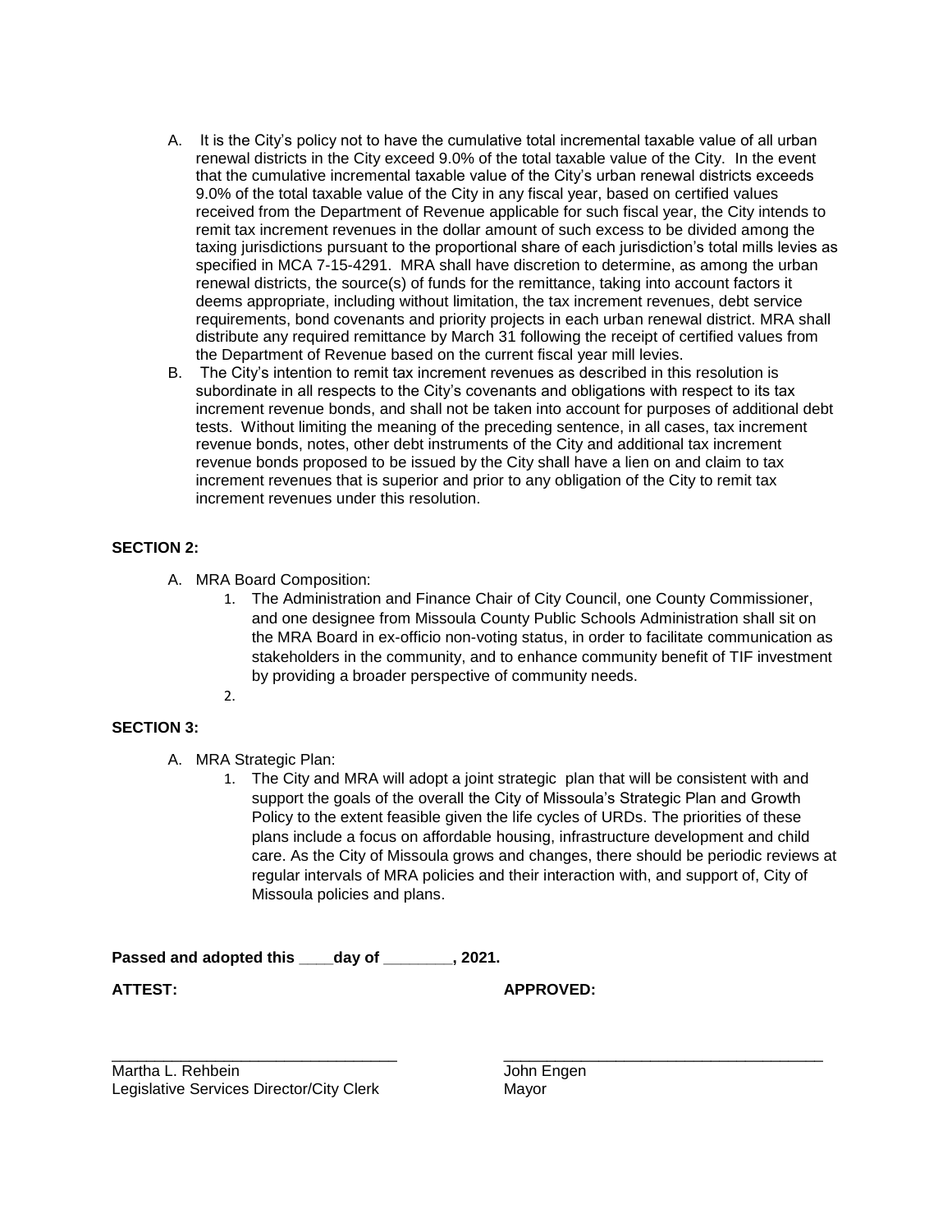A. It is the City's policy not to have the cumulative total incremental taxable value of all urban renewal districts in the City exceed 9.0% of the total taxable value of the City. In the event that the cumulative incremental taxable value of the City's urban renewal districts exceeds 9.0% of the total taxable value of the City in any fiscal year, based on certified values received from the Department of Revenue applicable for such fiscal year, the City intends to remit tax increment revenues in the dollar amount of such excess to be divided among the taxing jurisdictions pursuant to the proportional share of each jurisdiction's total mills levies as specified in MCA 7-15-4291. MRA shall have discretion to determine, as among the urban renewal districts, the source(s) of funds for the remittance, taking into account factors it deems appropriate, including without limitation, the tax increment revenues, debt service requirements, bond covenants and priority projects in each urban renewal district. MRA shall distribute any required remittance by March 31 following the receipt of certified values from the Department of Revenue based on the current fiscal year mill levies.

B. The City's intention to remit tax increment revenues as described in this resolution is subordinate in all respects to the City's covenants and obligations with respect to its tax increment revenue bonds, and shall not be taken into account for purposes of additional debt tests. Without limiting the meaning of the preceding sentence, in all cases, tax increment revenue bonds, notes, other debt instruments of the City and additional tax increment revenue bonds proposed to be issued by the City shall have a lien on and claim to tax increment revenues that is superior and prior to any obligation of the City to remit tax increment revenues under this resolution.

**SECTION 2:**

A. MRA Board Composition:

1. The Administration and Finance Chair of City Council, one County Commissioner, and one designee from Missoula County Public Schools Administration shall sit on the MRA Board in ex-officio non-voting status, in order to facilitate communication as stakeholders in the community, and to enhance community benefit of TIF investment by providing a broader perspective of community needs.
2. 

**SECTION 3:**

A. MRA Strategic Plan:

1. The City and MRA will adopt a joint strategic plan that will be consistent with and support the goals of the overall the City of Missoula's Strategic Plan and Growth Policy to the extent feasible given the life cycles of URDs. The priorities of these plans include a focus on affordable housing, infrastructure development and child care. As the City of Missoula grows and changes, there should be periodic reviews at regular intervals of MRA policies and their interaction with, and support of, City of Missoula policies and plans.

**Passed and adopted this \_\_\_\_day of \_\_\_\_\_\_\_\_, 2021.**

**ATTEST:** **APPROVED:**

\_\_\_\_\_\_\_\_\_\_\_\_\_\_\_\_\_\_\_\_\_\_\_\_\_\_\_\_\_\_\_\_\_\_
Martha L. Rehbein
Legislative Services Director/City Clerk

\_\_\_\_\_\_\_\_\_\_\_\_\_\_\_\_\_\_\_\_\_\_\_\_\_\_\_\_\_\_\_\_\_\_\_\_\_\_
John Engen
Mayor